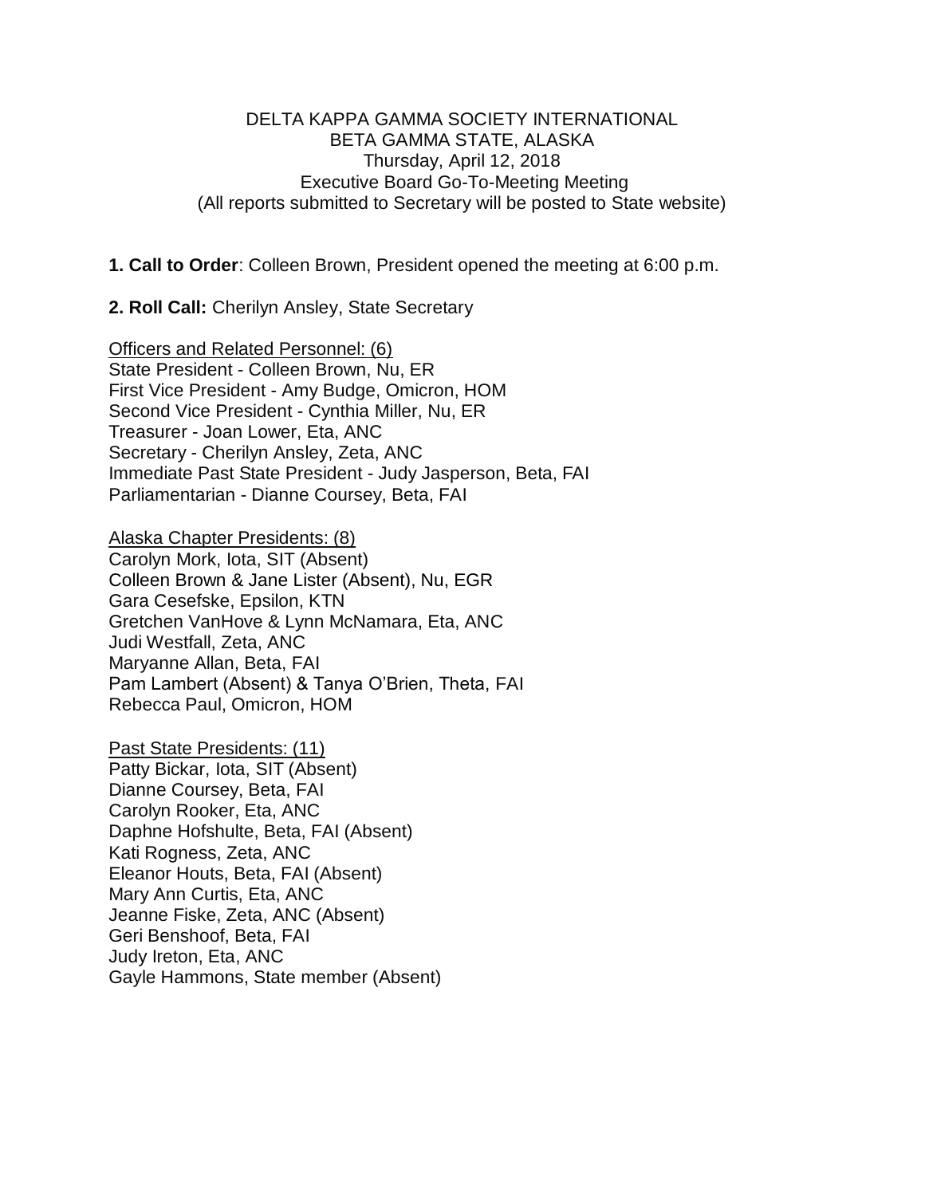DELTA KAPPA GAMMA SOCIETY INTERNATIONAL
BETA GAMMA STATE, ALASKA
Thursday, April 12, 2018
Executive Board Go-To-Meeting Meeting
(All reports submitted to Secretary will be posted to State website)

**1. Call to Order**: Colleen Brown, President opened the meeting at 6:00 p.m.

**2. Roll Call:** Cherilyn Ansley, State Secretary

Officers and Related Personnel: (6)
State President - Colleen Brown, Nu, ER
First Vice President - Amy Budge, Omicron, HOM
Second Vice President - Cynthia Miller, Nu, ER
Treasurer - Joan Lower, Eta, ANC
Secretary - Cherilyn Ansley, Zeta, ANC
Immediate Past State President - Judy Jasperson, Beta, FAI
Parliamentarian - Dianne Coursey, Beta, FAI

Alaska Chapter Presidents: (8)
Carolyn Mork, Iota, SIT (Absent)
Colleen Brown & Jane Lister (Absent), Nu, EGR
Gara Cesefske, Epsilon, KTN
Gretchen VanHove & Lynn McNamara, Eta, ANC
Judi Westfall, Zeta, ANC
Maryanne Allan, Beta, FAI
Pam Lambert (Absent) & Tanya O'Brien, Theta, FAI
Rebecca Paul, Omicron, HOM

Past State Presidents: (11)
Patty Bickar, Iota, SIT (Absent)
Dianne Coursey, Beta, FAI
Carolyn Rooker, Eta, ANC
Daphne Hofshulte, Beta, FAI (Absent)
Kati Rogness, Zeta, ANC
Eleanor Houts, Beta, FAI (Absent)
Mary Ann Curtis, Eta, ANC
Jeanne Fiske, Zeta, ANC (Absent)
Geri Benshoof, Beta, FAI
Judy Ireton, Eta, ANC
Gayle Hammons, State member (Absent)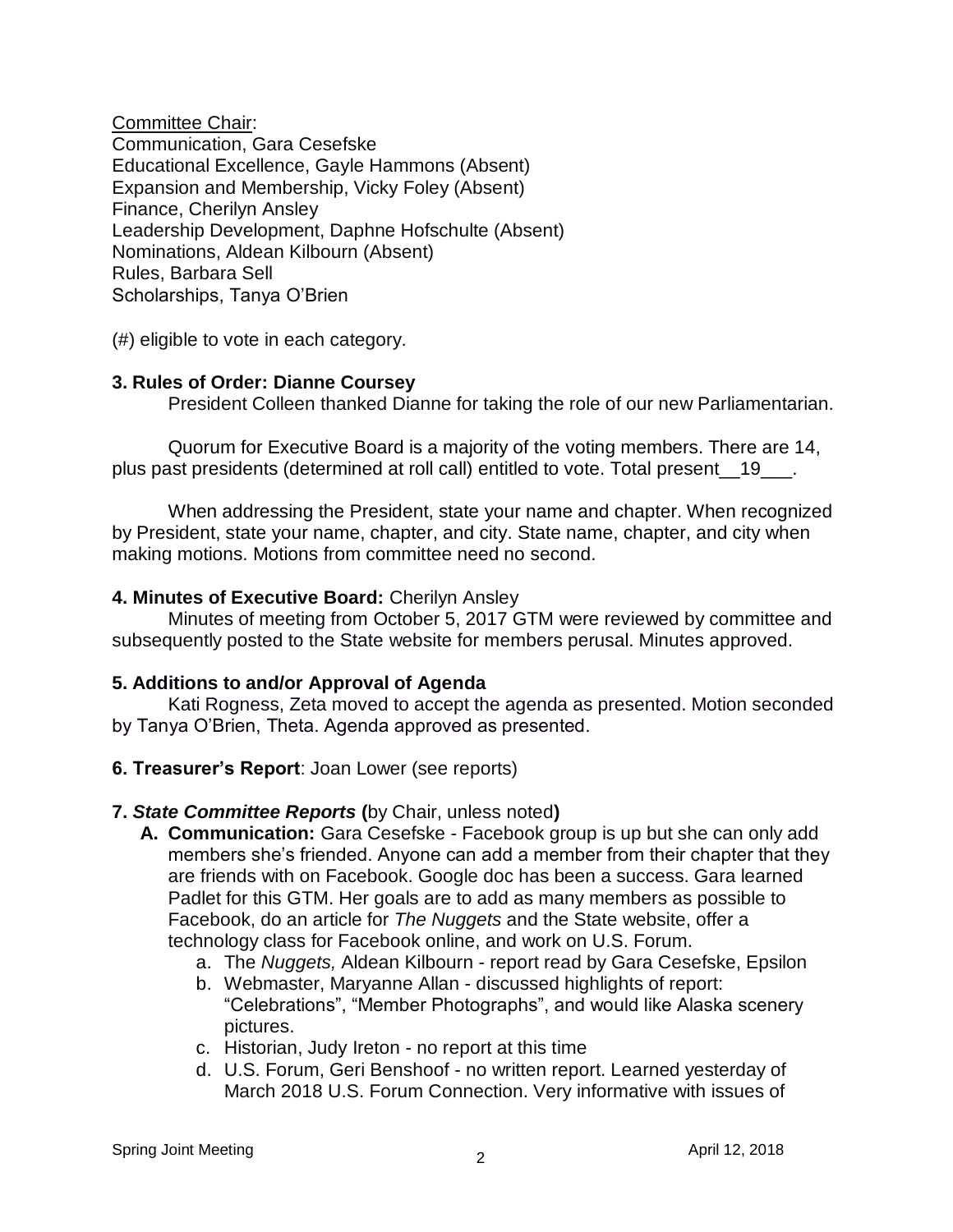Committee Chair:
Communication, Gara Cesefske
Educational Excellence, Gayle Hammons (Absent)
Expansion and Membership, Vicky Foley (Absent)
Finance, Cherilyn Ansley
Leadership Development, Daphne Hofschulte (Absent)
Nominations, Aldean Kilbourn (Absent)
Rules, Barbara Sell
Scholarships, Tanya O'Brien

(#) eligible to vote in each category.

**3. Rules of Order: Dianne Coursey**

President Colleen thanked Dianne for taking the role of our new Parliamentarian.

Quorum for Executive Board is a majority of the voting members. There are 14, plus past presidents (determined at roll call) entitled to vote. Total present__19___.

When addressing the President, state your name and chapter. When recognized by President, state your name, chapter, and city. State name, chapter, and city when making motions. Motions from committee need no second.

**4. Minutes of Executive Board:** Cherilyn Ansley

Minutes of meeting from October 5, 2017 GTM were reviewed by committee and subsequently posted to the State website for members perusal. Minutes approved.

**5. Additions to and/or Approval of Agenda**

Kati Rogness, Zeta moved to accept the agenda as presented. Motion seconded by Tanya O'Brien, Theta. Agenda approved as presented.

**6. Treasurer's Report**: Joan Lower (see reports)

**7. *State Committee Reports* (**by Chair, unless noted**)**

- **A. Communication:** Gara Cesefske - Facebook group is up but she can only add members she's friended. Anyone can add a member from their chapter that they are friends with on Facebook. Google doc has been a success. Gara learned Padlet for this GTM. Her goals are to add as many members as possible to Facebook, do an article for *The Nuggets* and the State website, offer a technology class for Facebook online, and work on U.S. Forum.
    - a. The *Nuggets,* Aldean Kilbourn - report read by Gara Cesefske, Epsilon
    - b. Webmaster, Maryanne Allan - discussed highlights of report: "Celebrations", "Member Photographs", and would like Alaska scenery pictures.
    - c. Historian, Judy Ireton - no report at this time
    - d. U.S. Forum, Geri Benshoof - no written report. Learned yesterday of March 2018 U.S. Forum Connection. Very informative with issues of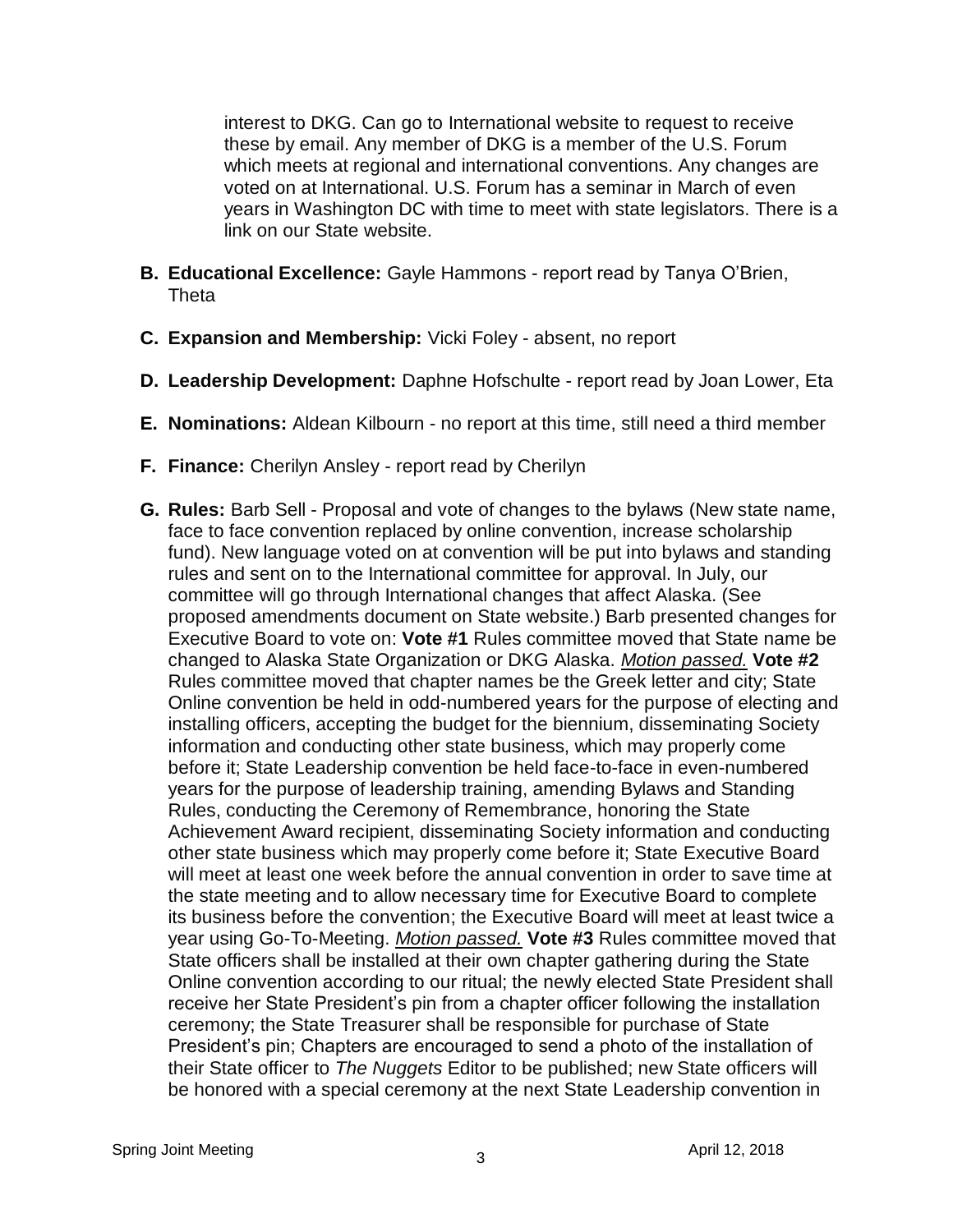interest to DKG. Can go to International website to request to receive these by email. Any member of DKG is a member of the U.S. Forum which meets at regional and international conventions. Any changes are voted on at International. U.S. Forum has a seminar in March of even years in Washington DC with time to meet with state legislators. There is a link on our State website.

- **B. Educational Excellence:** Gayle Hammons - report read by Tanya O'Brien, Theta
- **C. Expansion and Membership:** Vicki Foley - absent, no report
- **D. Leadership Development:** Daphne Hofschulte - report read by Joan Lower, Eta
- **E. Nominations:** Aldean Kilbourn - no report at this time, still need a third member
- **F. Finance:** Cherilyn Ansley - report read by Cherilyn
- **G. Rules:** Barb Sell - Proposal and vote of changes to the bylaws (New state name, face to face convention replaced by online convention, increase scholarship fund). New language voted on at convention will be put into bylaws and standing rules and sent on to the International committee for approval. In July, our committee will go through International changes that affect Alaska. (See proposed amendments document on State website.) Barb presented changes for Executive Board to vote on: **Vote #1** Rules committee moved that State name be changed to Alaska State Organization or DKG Alaska. _Motion passed._ **Vote #2** Rules committee moved that chapter names be the Greek letter and city; State Online convention be held in odd-numbered years for the purpose of electing and installing officers, accepting the budget for the biennium, disseminating Society information and conducting other state business, which may properly come before it; State Leadership convention be held face-to-face in even-numbered years for the purpose of leadership training, amending Bylaws and Standing Rules, conducting the Ceremony of Remembrance, honoring the State Achievement Award recipient, disseminating Society information and conducting other state business which may properly come before it; State Executive Board will meet at least one week before the annual convention in order to save time at the state meeting and to allow necessary time for Executive Board to complete its business before the convention; the Executive Board will meet at least twice a year using Go-To-Meeting. _Motion passed._ **Vote #3** Rules committee moved that State officers shall be installed at their own chapter gathering during the State Online convention according to our ritual; the newly elected State President shall receive her State President's pin from a chapter officer following the installation ceremony; the State Treasurer shall be responsible for purchase of State President's pin; Chapters are encouraged to send a photo of the installation of their State officer to *The Nuggets* Editor to be published; new State officers will be honored with a special ceremony at the next State Leadership convention in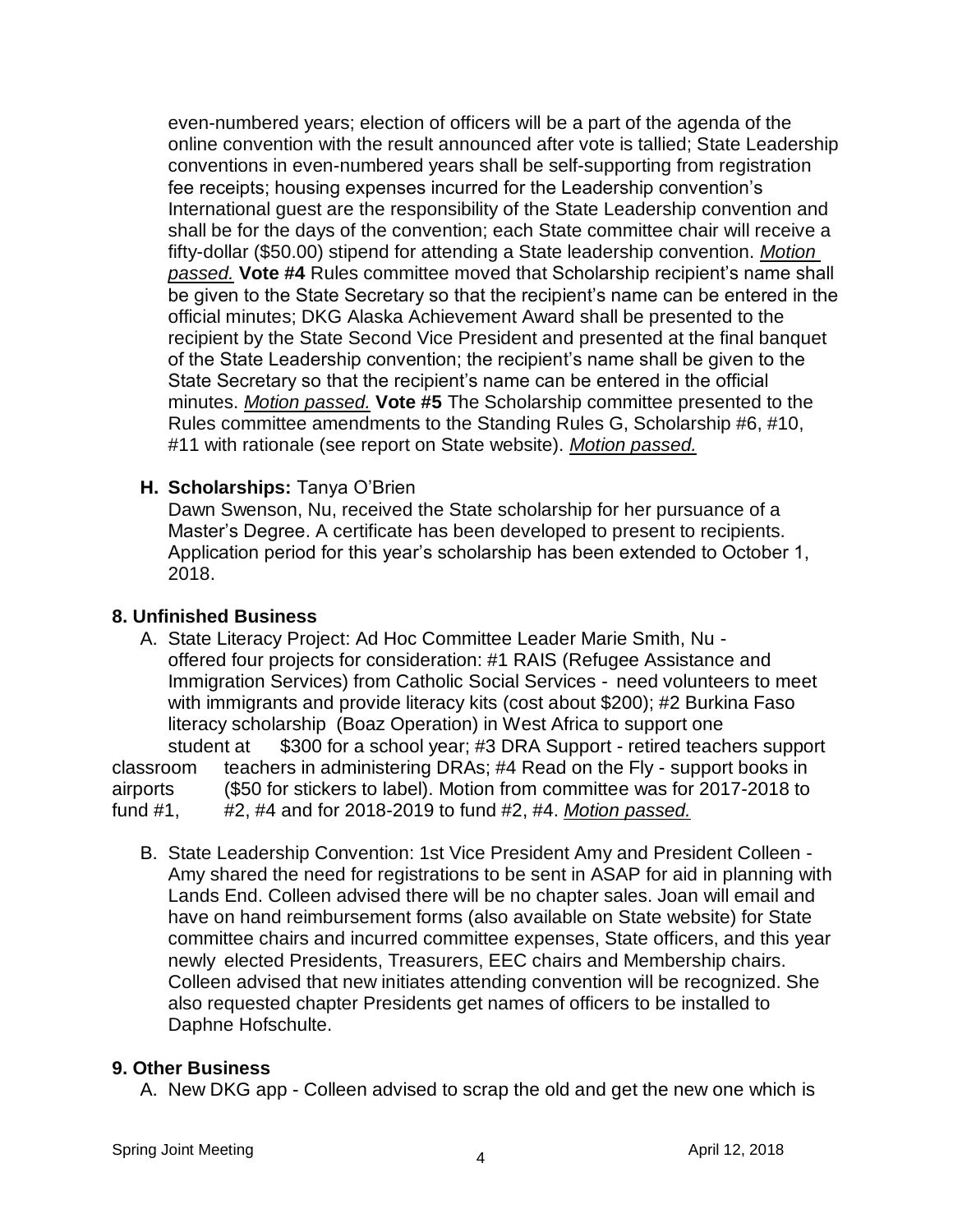even-numbered years; election of officers will be a part of the agenda of the online convention with the result announced after vote is tallied; State Leadership conventions in even-numbered years shall be self-supporting from registration fee receipts; housing expenses incurred for the Leadership convention's International guest are the responsibility of the State Leadership convention and shall be for the days of the convention; each State committee chair will receive a fifty-dollar ($50.00) stipend for attending a State leadership convention. *Motion passed.* **Vote #4** Rules committee moved that Scholarship recipient's name shall be given to the State Secretary so that the recipient's name can be entered in the official minutes; DKG Alaska Achievement Award shall be presented to the recipient by the State Second Vice President and presented at the final banquet of the State Leadership convention; the recipient's name shall be given to the State Secretary so that the recipient's name can be entered in the official minutes. *Motion passed.* **Vote #5** The Scholarship committee presented to the Rules committee amendments to the Standing Rules G, Scholarship #6, #10, #11 with rationale (see report on State website). *Motion passed.*

**H. Scholarships:** Tanya O'Brien

Dawn Swenson, Nu, received the State scholarship for her pursuance of a Master's Degree. A certificate has been developed to present to recipients. Application period for this year's scholarship has been extended to October 1, 2018.

## 8. Unfinished Business

A. State Literacy Project: Ad Hoc Committee Leader Marie Smith, Nu - offered four projects for consideration: #1 RAIS (Refugee Assistance and Immigration Services) from Catholic Social Services - need volunteers to meet with immigrants and provide literacy kits (cost about $200); #2 Burkina Faso literacy scholarship (Boaz Operation) in West Africa to support one student at $300 for a school year; #3 DRA Support - retired teachers support classroom teachers in administering DRAs; #4 Read on the Fly - support books in airports ($50 for stickers to label). Motion from committee was for 2017-2018 to fund #1, #2, #4 and for 2018-2019 to fund #2, #4. *Motion passed.*

B. State Leadership Convention: 1st Vice President Amy and President Colleen - Amy shared the need for registrations to be sent in ASAP for aid in planning with Lands End. Colleen advised there will be no chapter sales. Joan will email and have on hand reimbursement forms (also available on State website) for State committee chairs and incurred committee expenses, State officers, and this year newly elected Presidents, Treasurers, EEC chairs and Membership chairs. Colleen advised that new initiates attending convention will be recognized. She also requested chapter Presidents get names of officers to be installed to Daphne Hofschulte.

## 9. Other Business

A. New DKG app - Colleen advised to scrap the old and get the new one which is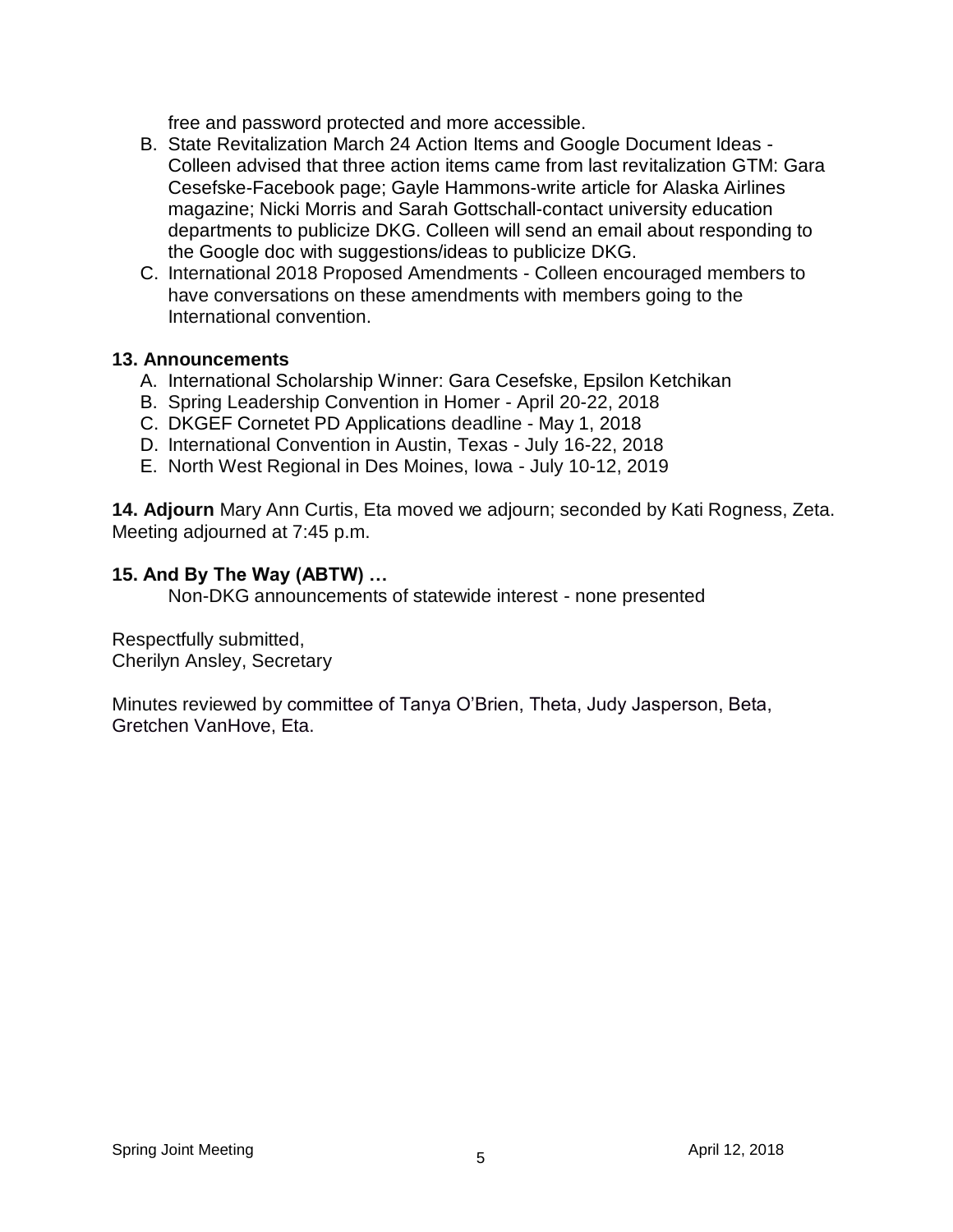free and password protected and more accessible.

B. State Revitalization March 24 Action Items and Google Document Ideas - Colleen advised that three action items came from last revitalization GTM: Gara Cesefske-Facebook page; Gayle Hammons-write article for Alaska Airlines magazine; Nicki Morris and Sarah Gottschall-contact university education departments to publicize DKG. Colleen will send an email about responding to the Google doc with suggestions/ideas to publicize DKG.
C. International 2018 Proposed Amendments - Colleen encouraged members to have conversations on these amendments with members going to the International convention.

**13. Announcements**

A. International Scholarship Winner: Gara Cesefske, Epsilon Ketchikan
B. Spring Leadership Convention in Homer - April 20-22, 2018
C. DKGEF Cornetet PD Applications deadline - May 1, 2018
D. International Convention in Austin, Texas - July 16-22, 2018
E. North West Regional in Des Moines, Iowa - July 10-12, 2019

**14. Adjourn** Mary Ann Curtis, Eta moved we adjourn; seconded by Kati Rogness, Zeta. Meeting adjourned at 7:45 p.m.

**15. And By The Way (ABTW) …**

Non-DKG announcements of statewide interest - none presented

Respectfully submitted,
Cherilyn Ansley, Secretary

Minutes reviewed by committee of Tanya O'Brien, Theta, Judy Jasperson, Beta, Gretchen VanHove, Eta.